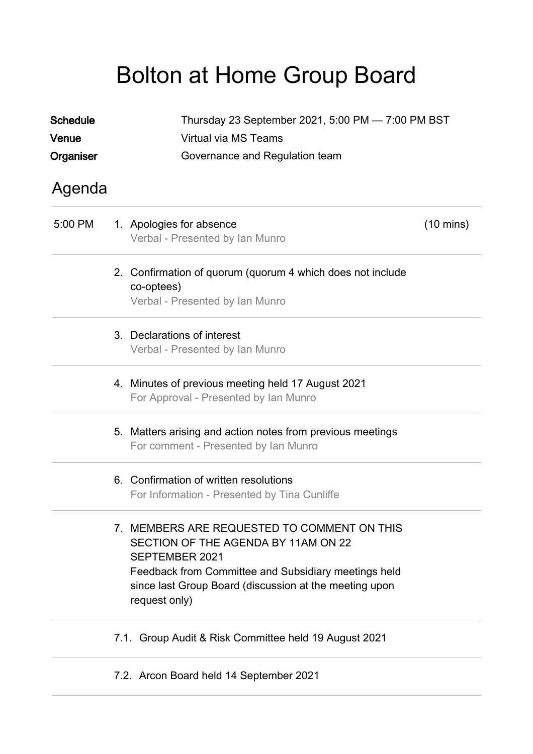# Bolton at Home Group Board

**Schedule** Thursday 23 September 2021, 5:00 PM — 7:00 PM BST

**Venue** Virtual via MS Teams

**Organiser** Governance and Regulation team

## Agenda

5:00 PM

1. Apologies for absence (10 mins)
   Verbal - Presented by Ian Munro

2. Confirmation of quorum (quorum 4 which does not include co-optees)
   Verbal - Presented by Ian Munro

3. Declarations of interest
   Verbal - Presented by Ian Munro

4. Minutes of previous meeting held 17 August 2021
   For Approval - Presented by Ian Munro

5. Matters arising and action notes from previous meetings
   For comment - Presented by Ian Munro

6. Confirmation of written resolutions
   For Information - Presented by Tina Cunliffe

7. MEMBERS ARE REQUESTED TO COMMENT ON THIS SECTION OF THE AGENDA BY 11AM ON 22 SEPTEMBER 2021
   Feedback from Committee and Subsidiary meetings held since last Group Board (discussion at the meeting upon request only)

7.1. Group Audit & Risk Committee held 19 August 2021

7.2. Arcon Board held 14 September 2021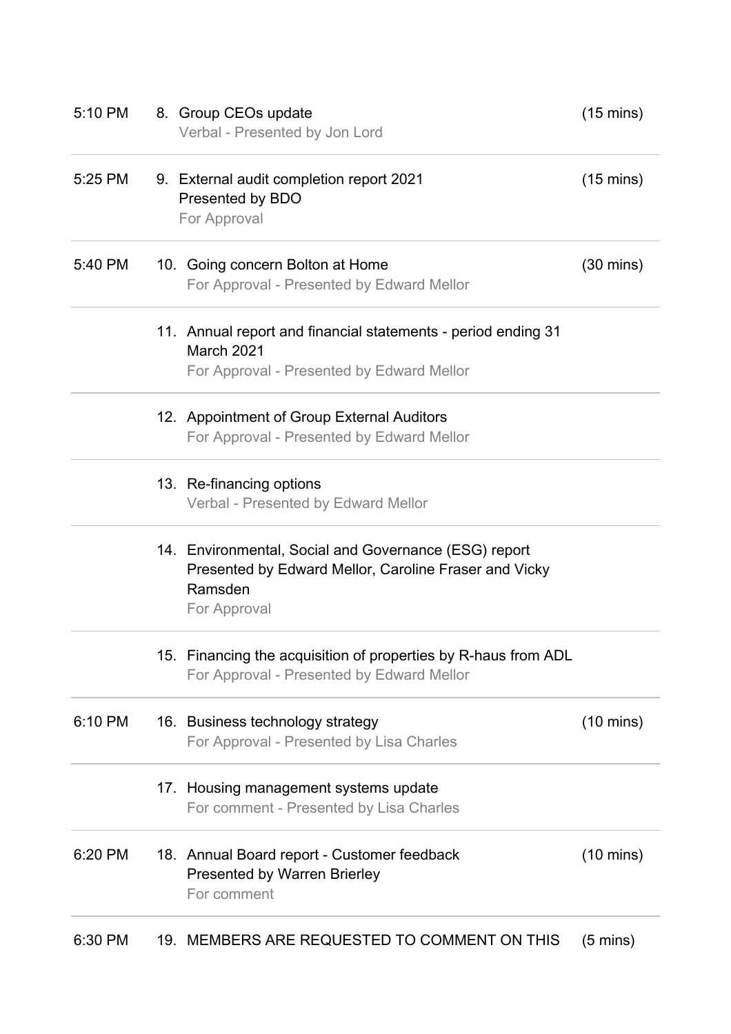| Time | Item | Duration |
|---|---|---|
| 5:10 PM | 8. Group CEOs update<br>Verbal - Presented by Jon Lord | (15 mins) |
| 5:25 PM | 9. External audit completion report 2021<br>Presented by BDO<br>For Approval | (15 mins) |
| 5:40 PM | 10. Going concern Bolton at Home<br>For Approval - Presented by Edward Mellor | (30 mins) |
| | 11. Annual report and financial statements - period ending 31 March 2021<br>For Approval - Presented by Edward Mellor | |
| | 12. Appointment of Group External Auditors<br>For Approval - Presented by Edward Mellor | |
| | 13. Re-financing options<br>Verbal - Presented by Edward Mellor | |
| | 14. Environmental, Social and Governance (ESG) report<br>Presented by Edward Mellor, Caroline Fraser and Vicky Ramsden<br>For Approval | |
| | 15. Financing the acquisition of properties by R-haus from ADL<br>For Approval - Presented by Edward Mellor | |
| 6:10 PM | 16. Business technology strategy<br>For Approval - Presented by Lisa Charles | (10 mins) |
| | 17. Housing management systems update<br>For comment - Presented by Lisa Charles | |
| 6:20 PM | 18. Annual Board report - Customer feedback<br>Presented by Warren Brierley<br>For comment | (10 mins) |
| 6:30 PM | 19. MEMBERS ARE REQUESTED TO COMMENT ON THIS | (5 mins) |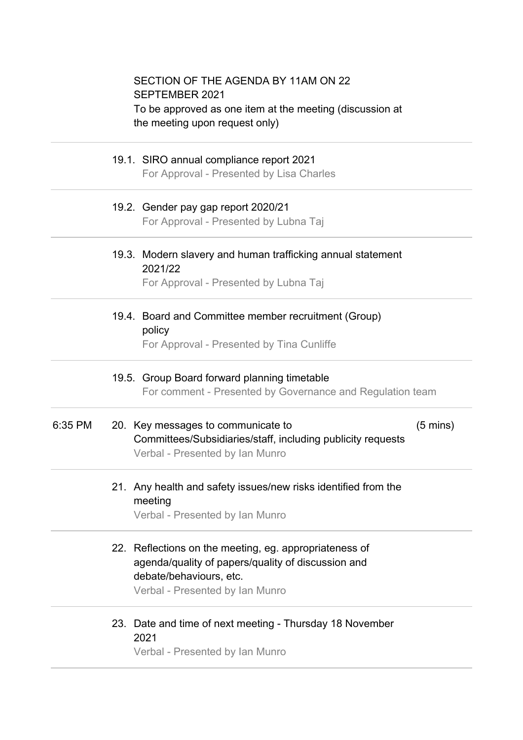SECTION OF THE AGENDA BY 11AM ON 22 SEPTEMBER 2021
To be approved as one item at the meeting (discussion at the meeting upon request only)

| Time | Item | Duration |
|---|---|---|
| | 19.1. SIRO annual compliance report 2021<br>For Approval - Presented by Lisa Charles | |
| | 19.2. Gender pay gap report 2020/21<br>For Approval - Presented by Lubna Taj | |
| | 19.3. Modern slavery and human trafficking annual statement 2021/22<br>For Approval - Presented by Lubna Taj | |
| | 19.4. Board and Committee member recruitment (Group) policy<br>For Approval - Presented by Tina Cunliffe | |
| | 19.5. Group Board forward planning timetable<br>For comment - Presented by Governance and Regulation team | |
| 6:35 PM | 20. Key messages to communicate to Committees/Subsidiaries/staff, including publicity requests<br>Verbal - Presented by Ian Munro | (5 mins) |
| | 21. Any health and safety issues/new risks identified from the meeting<br>Verbal - Presented by Ian Munro | |
| | 22. Reflections on the meeting, eg. appropriateness of agenda/quality of papers/quality of discussion and debate/behaviours, etc.<br>Verbal - Presented by Ian Munro | |
| | 23. Date and time of next meeting - Thursday 18 November 2021<br>Verbal - Presented by Ian Munro | |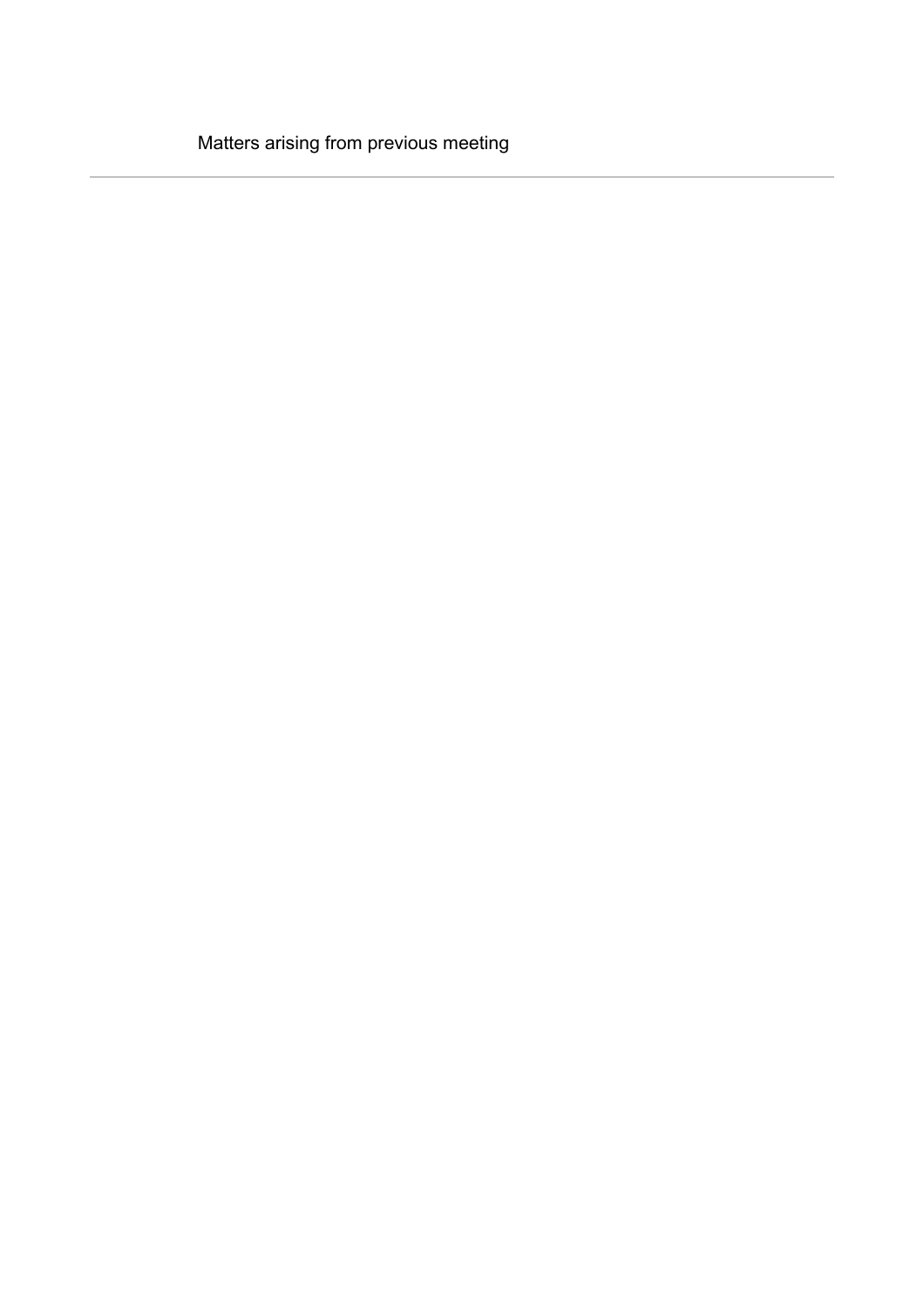Matters arising from previous meeting

---